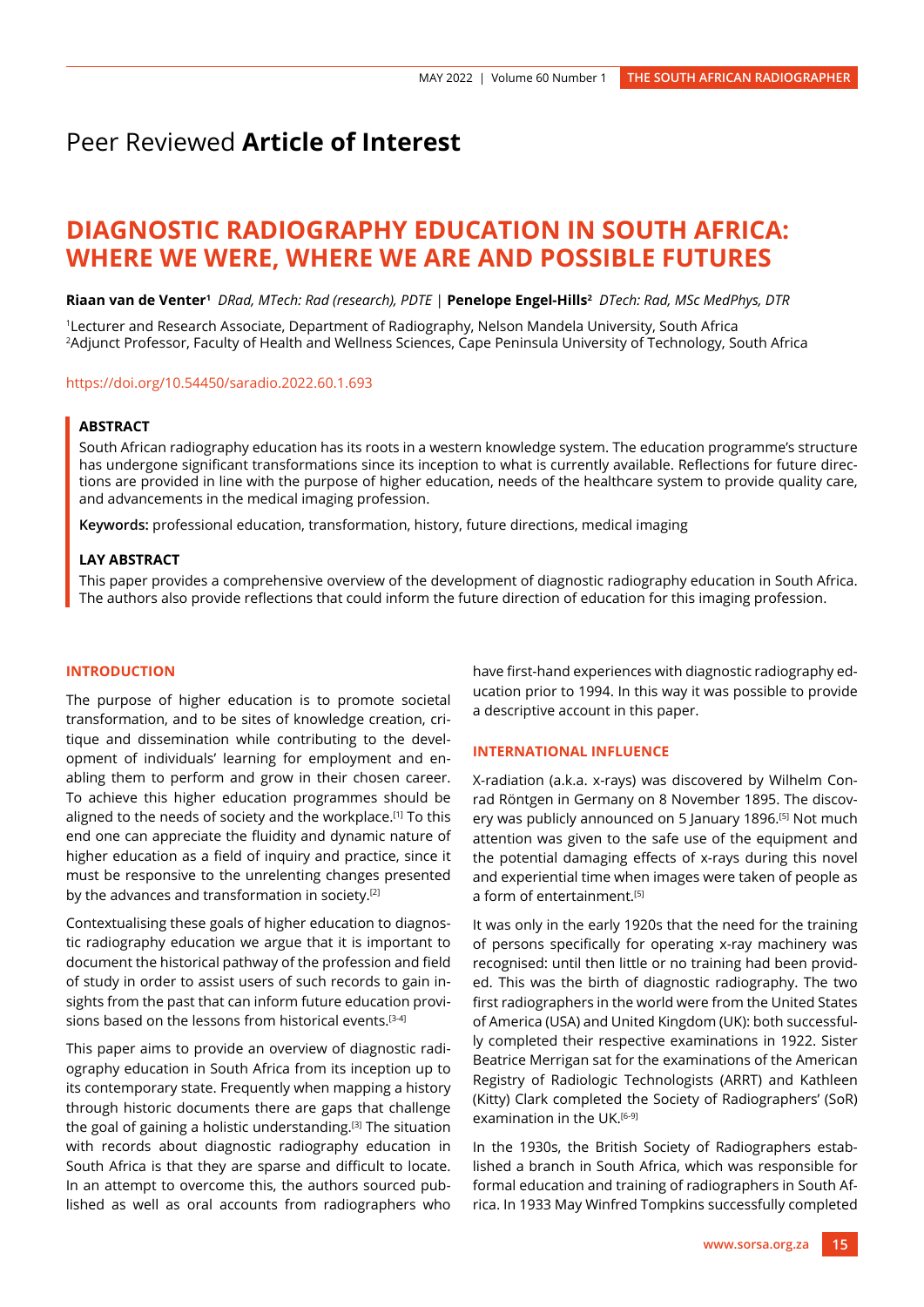Peer Reviewed **Article of Interest**

# DIAGNOSTIC RADIOGRAPHY EDUCATION IN SOUTH AFRICA: WHERE WE WERE, WHERE WE ARE AND POSSIBLE FUTURES

**Riaan van de Venter**[1] *DRad, MTech: Rad (research), PDTE* | **Penelope Engel-Hills**[2] *DTech: Rad, MSc MedPhys, DTR*

[1]Lecturer and Research Associate, Department of Radiography, Nelson Mandela University, South Africa
[2]Adjunct Professor, Faculty of Health and Wellness Sciences, Cape Peninsula University of Technology, South Africa

https://doi.org/10.54450/saradio.2022.60.1.693

### ABSTRACT

South African radiography education has its roots in a western knowledge system. The education programme's structure has undergone significant transformations since its inception to what is currently available. Reflections for future directions are provided in line with the purpose of higher education, needs of the healthcare system to provide quality care, and advancements in the medical imaging profession.

**Keywords:** professional education, transformation, history, future directions, medical imaging

### LAY ABSTRACT

This paper provides a comprehensive overview of the development of diagnostic radiography education in South Africa. The authors also provide reflections that could inform the future direction of education for this imaging profession.

## INTRODUCTION

The purpose of higher education is to promote societal transformation, and to be sites of knowledge creation, critique and dissemination while contributing to the development of individuals' learning for employment and enabling them to perform and grow in their chosen career. To achieve this higher education programmes should be aligned to the needs of society and the workplace.[1] To this end one can appreciate the fluidity and dynamic nature of higher education as a field of inquiry and practice, since it must be responsive to the unrelenting changes presented by the advances and transformation in society.[2]

Contextualising these goals of higher education to diagnostic radiography education we argue that it is important to document the historical pathway of the profession and field of study in order to assist users of such records to gain insights from the past that can inform future education provisions based on the lessons from historical events.[3-4]

This paper aims to provide an overview of diagnostic radiography education in South Africa from its inception up to its contemporary state. Frequently when mapping a history through historic documents there are gaps that challenge the goal of gaining a holistic understanding.[3] The situation with records about diagnostic radiography education in South Africa is that they are sparse and difficult to locate. In an attempt to overcome this, the authors sourced published as well as oral accounts from radiographers who have first-hand experiences with diagnostic radiography education prior to 1994. In this way it was possible to provide a descriptive account in this paper.

## INTERNATIONAL INFLUENCE

X-radiation (a.k.a. x-rays) was discovered by Wilhelm Conrad Röntgen in Germany on 8 November 1895. The discovery was publicly announced on 5 January 1896.[5] Not much attention was given to the safe use of the equipment and the potential damaging effects of x-rays during this novel and experiential time when images were taken of people as a form of entertainment.[5]

It was only in the early 1920s that the need for the training of persons specifically for operating x-ray machinery was recognised: until then little or no training had been provided. This was the birth of diagnostic radiography. The two first radiographers in the world were from the United States of America (USA) and United Kingdom (UK): both successfully completed their respective examinations in 1922. Sister Beatrice Merrigan sat for the examinations of the American Registry of Radiologic Technologists (ARRT) and Kathleen (Kitty) Clark completed the Society of Radiographers' (SoR) examination in the UK.[6-9]

In the 1930s, the British Society of Radiographers established a branch in South Africa, which was responsible for formal education and training of radiographers in South Africa. In 1933 May Winfred Tompkins successfully completed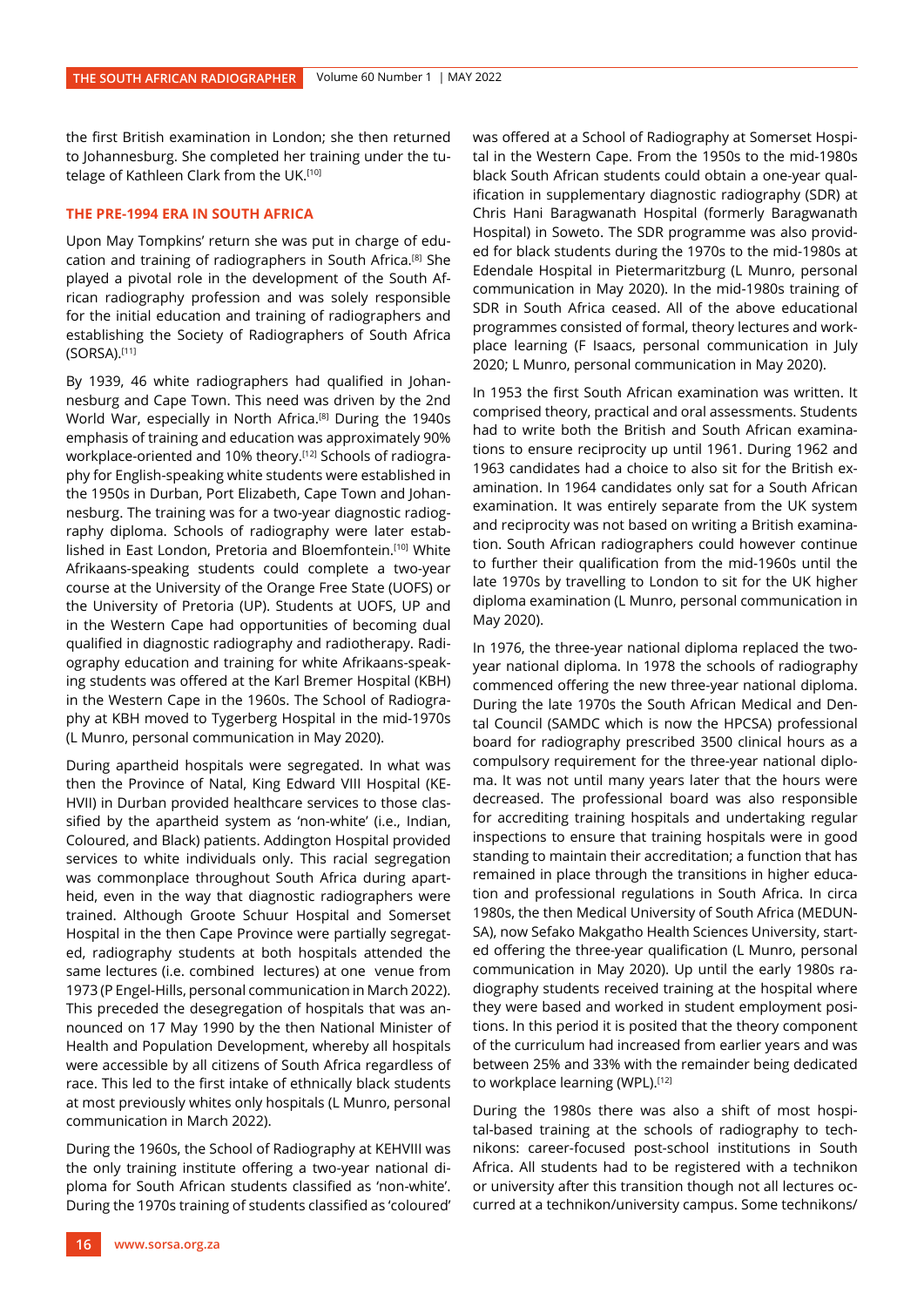the first British examination in London; she then returned to Johannesburg. She completed her training under the tutelage of Kathleen Clark from the UK.[10]

## THE PRE-1994 ERA IN SOUTH AFRICA

Upon May Tompkins' return she was put in charge of education and training of radiographers in South Africa.[8] She played a pivotal role in the development of the South African radiography profession and was solely responsible for the initial education and training of radiographers and establishing the Society of Radiographers of South Africa (SORSA).[11]

By 1939, 46 white radiographers had qualified in Johannesburg and Cape Town. This need was driven by the 2nd World War, especially in North Africa.[8] During the 1940s emphasis of training and education was approximately 90% workplace-oriented and 10% theory.[12] Schools of radiography for English-speaking white students were established in the 1950s in Durban, Port Elizabeth, Cape Town and Johannesburg. The training was for a two-year diagnostic radiography diploma. Schools of radiography were later established in East London, Pretoria and Bloemfontein.[10] White Afrikaans-speaking students could complete a two-year course at the University of the Orange Free State (UOFS) or the University of Pretoria (UP). Students at UOFS, UP and in the Western Cape had opportunities of becoming dual qualified in diagnostic radiography and radiotherapy. Radiography education and training for white Afrikaans-speaking students was offered at the Karl Bremer Hospital (KBH) in the Western Cape in the 1960s. The School of Radiography at KBH moved to Tygerberg Hospital in the mid-1970s (L Munro, personal communication in May 2020).

During apartheid hospitals were segregated. In what was then the Province of Natal, King Edward VIII Hospital (KEHVII) in Durban provided healthcare services to those classified by the apartheid system as 'non-white' (i.e., Indian, Coloured, and Black) patients. Addington Hospital provided services to white individuals only. This racial segregation was commonplace throughout South Africa during apartheid, even in the way that diagnostic radiographers were trained. Although Groote Schuur Hospital and Somerset Hospital in the then Cape Province were partially segregated, radiography students at both hospitals attended the same lectures (i.e. combined lectures) at one venue from 1973 (P Engel-Hills, personal communication in March 2022). This preceded the desegregation of hospitals that was announced on 17 May 1990 by the then National Minister of Health and Population Development, whereby all hospitals were accessible by all citizens of South Africa regardless of race. This led to the first intake of ethnically black students at most previously whites only hospitals (L Munro, personal communication in March 2022).

During the 1960s, the School of Radiography at KEHVIII was the only training institute offering a two-year national diploma for South African students classified as 'non-white'. During the 1970s training of students classified as 'coloured' was offered at a School of Radiography at Somerset Hospital in the Western Cape. From the 1950s to the mid-1980s black South African students could obtain a one-year qualification in supplementary diagnostic radiography (SDR) at Chris Hani Baragwanath Hospital (formerly Baragwanath Hospital) in Soweto. The SDR programme was also provided for black students during the 1970s to the mid-1980s at Edendale Hospital in Pietermaritzburg (L Munro, personal communication in May 2020). In the mid-1980s training of SDR in South Africa ceased. All of the above educational programmes consisted of formal, theory lectures and workplace learning (F Isaacs, personal communication in July 2020; L Munro, personal communication in May 2020).

In 1953 the first South African examination was written. It comprised theory, practical and oral assessments. Students had to write both the British and South African examinations to ensure reciprocity up until 1961. During 1962 and 1963 candidates had a choice to also sit for the British examination. In 1964 candidates only sat for a South African examination. It was entirely separate from the UK system and reciprocity was not based on writing a British examination. South African radiographers could however continue to further their qualification from the mid-1960s until the late 1970s by travelling to London to sit for the UK higher diploma examination (L Munro, personal communication in May 2020).

In 1976, the three-year national diploma replaced the two-year national diploma. In 1978 the schools of radiography commenced offering the new three-year national diploma. During the late 1970s the South African Medical and Dental Council (SAMDC which is now the HPCSA) professional board for radiography prescribed 3500 clinical hours as a compulsory requirement for the three-year national diploma. It was not until many years later that the hours were decreased. The professional board was also responsible for accrediting training hospitals and undertaking regular inspections to ensure that training hospitals were in good standing to maintain their accreditation; a function that has remained in place through the transitions in higher education and professional regulations in South Africa. In circa 1980s, the then Medical University of South Africa (MEDUNSA), now Sefako Makgatho Health Sciences University, started offering the three-year qualification (L Munro, personal communication in May 2020). Up until the early 1980s radiography students received training at the hospital where they were based and worked in student employment positions. In this period it is posited that the theory component of the curriculum had increased from earlier years and was between 25% and 33% with the remainder being dedicated to workplace learning (WPL).[12]

During the 1980s there was also a shift of most hospital-based training at the schools of radiography to technikons: career-focused post-school institutions in South Africa. All students had to be registered with a technikon or university after this transition though not all lectures occurred at a technikon/university campus. Some technikons/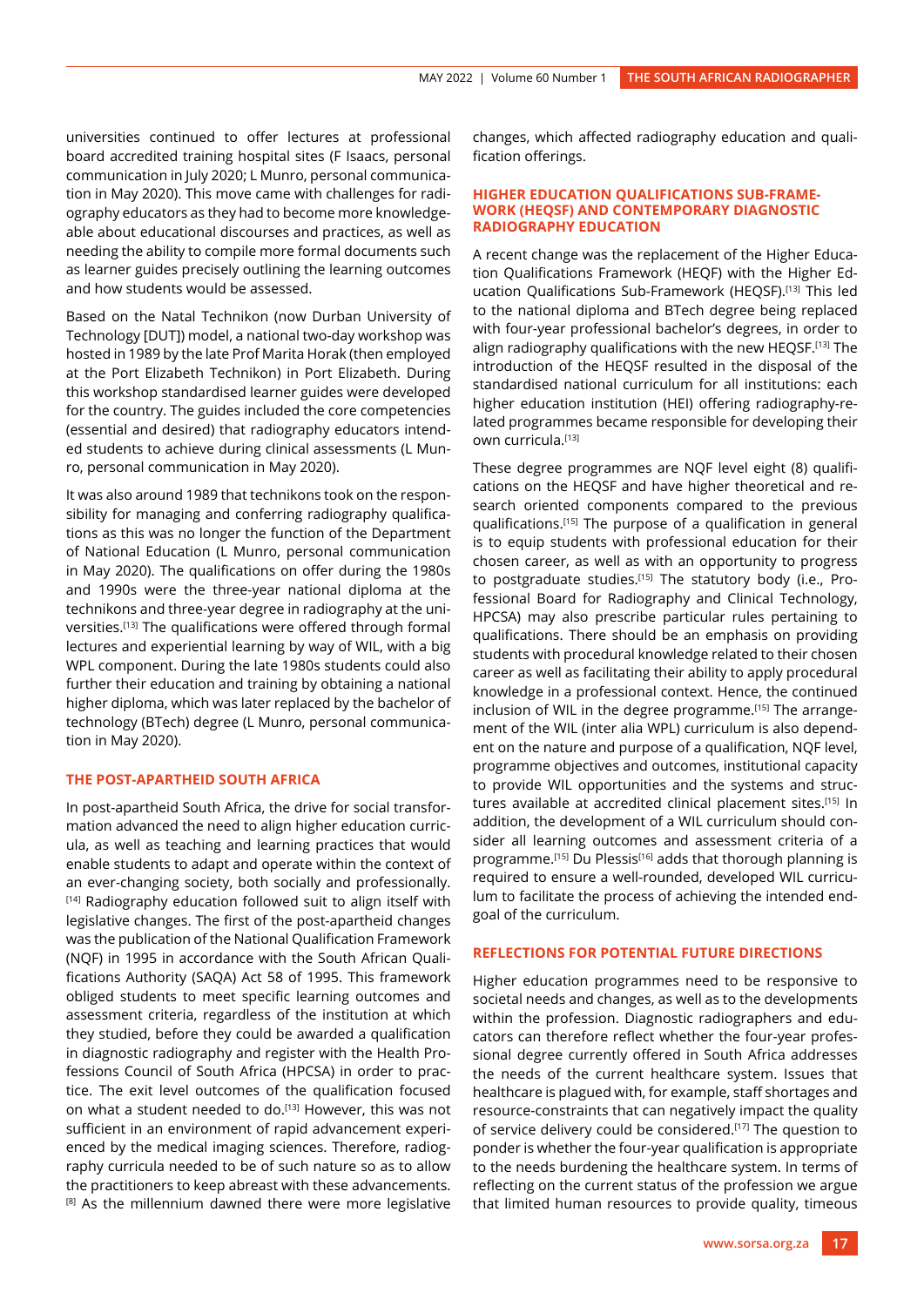universities continued to offer lectures at professional board accredited training hospital sites (F Isaacs, personal communication in July 2020; L Munro, personal communication in May 2020). This move came with challenges for radiography educators as they had to become more knowledgeable about educational discourses and practices, as well as needing the ability to compile more formal documents such as learner guides precisely outlining the learning outcomes and how students would be assessed.

Based on the Natal Technikon (now Durban University of Technology [DUT]) model, a national two-day workshop was hosted in 1989 by the late Prof Marita Horak (then employed at the Port Elizabeth Technikon) in Port Elizabeth. During this workshop standardised learner guides were developed for the country. The guides included the core competencies (essential and desired) that radiography educators intended students to achieve during clinical assessments (L Munro, personal communication in May 2020).

It was also around 1989 that technikons took on the responsibility for managing and conferring radiography qualifications as this was no longer the function of the Department of National Education (L Munro, personal communication in May 2020). The qualifications on offer during the 1980s and 1990s were the three-year national diploma at the technikons and three-year degree in radiography at the universities.[13] The qualifications were offered through formal lectures and experiential learning by way of WIL, with a big WPL component. During the late 1980s students could also further their education and training by obtaining a national higher diploma, which was later replaced by the bachelor of technology (BTech) degree (L Munro, personal communication in May 2020).

## THE POST-APARTHEID SOUTH AFRICA

In post-apartheid South Africa, the drive for social transformation advanced the need to align higher education curricula, as well as teaching and learning practices that would enable students to adapt and operate within the context of an ever-changing society, both socially and professionally.[14] Radiography education followed suit to align itself with legislative changes. The first of the post-apartheid changes was the publication of the National Qualification Framework (NQF) in 1995 in accordance with the South African Qualifications Authority (SAQA) Act 58 of 1995. This framework obliged students to meet specific learning outcomes and assessment criteria, regardless of the institution at which they studied, before they could be awarded a qualification in diagnostic radiography and register with the Health Professions Council of South Africa (HPCSA) in order to practice. The exit level outcomes of the qualification focused on what a student needed to do.[13] However, this was not sufficient in an environment of rapid advancement experienced by the medical imaging sciences. Therefore, radiography curricula needed to be of such nature so as to allow the practitioners to keep abreast with these advancements.[8] As the millennium dawned there were more legislative changes, which affected radiography education and qualification offerings.

## HIGHER EDUCATION QUALIFICATIONS SUB-FRAMEWORK (HEQSF) AND CONTEMPORARY DIAGNOSTIC RADIOGRAPHY EDUCATION

A recent change was the replacement of the Higher Education Qualifications Framework (HEQF) with the Higher Education Qualifications Sub-Framework (HEQSF).[13] This led to the national diploma and BTech degree being replaced with four-year professional bachelor's degrees, in order to align radiography qualifications with the new HEQSF.[13] The introduction of the HEQSF resulted in the disposal of the standardised national curriculum for all institutions: each higher education institution (HEI) offering radiography-related programmes became responsible for developing their own curricula.[13]

These degree programmes are NQF level eight (8) qualifications on the HEQSF and have higher theoretical and research oriented components compared to the previous qualifications.[15] The purpose of a qualification in general is to equip students with professional education for their chosen career, as well as with an opportunity to progress to postgraduate studies.[15] The statutory body (i.e., Professional Board for Radiography and Clinical Technology, HPCSA) may also prescribe particular rules pertaining to qualifications. There should be an emphasis on providing students with procedural knowledge related to their chosen career as well as facilitating their ability to apply procedural knowledge in a professional context. Hence, the continued inclusion of WIL in the degree programme.[15] The arrangement of the WIL (inter alia WPL) curriculum is also dependent on the nature and purpose of a qualification, NQF level, programme objectives and outcomes, institutional capacity to provide WIL opportunities and the systems and structures available at accredited clinical placement sites.[15] In addition, the development of a WIL curriculum should consider all learning outcomes and assessment criteria of a programme.[15] Du Plessis[16] adds that thorough planning is required to ensure a well-rounded, developed WIL curriculum to facilitate the process of achieving the intended end-goal of the curriculum.

## REFLECTIONS FOR POTENTIAL FUTURE DIRECTIONS

Higher education programmes need to be responsive to societal needs and changes, as well as to the developments within the profession. Diagnostic radiographers and educators can therefore reflect whether the four-year professional degree currently offered in South Africa addresses the needs of the current healthcare system. Issues that healthcare is plagued with, for example, staff shortages and resource-constraints that can negatively impact the quality of service delivery could be considered.[17] The question to ponder is whether the four-year qualification is appropriate to the needs burdening the healthcare system. In terms of reflecting on the current status of the profession we argue that limited human resources to provide quality, timeous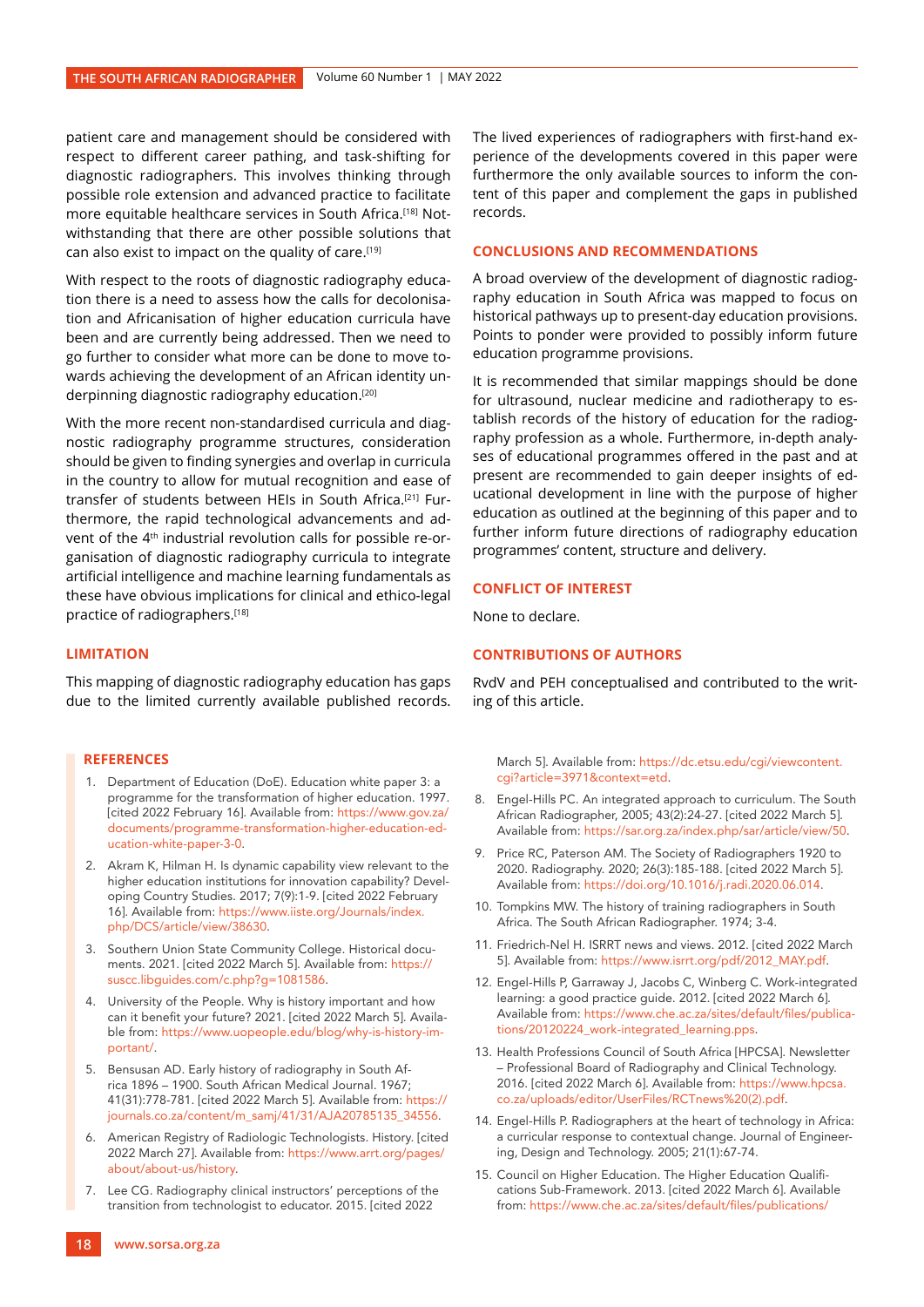patient care and management should be considered with respect to different career pathing, and task-shifting for diagnostic radiographers. This involves thinking through possible role extension and advanced practice to facilitate more equitable healthcare services in South Africa.[18] Notwithstanding that there are other possible solutions that can also exist to impact on the quality of care.[19]

With respect to the roots of diagnostic radiography education there is a need to assess how the calls for decolonisation and Africanisation of higher education curricula have been and are currently being addressed. Then we need to go further to consider what more can be done to move towards achieving the development of an African identity underpinning diagnostic radiography education.[20]

With the more recent non-standardised curricula and diagnostic radiography programme structures, consideration should be given to finding synergies and overlap in curricula in the country to allow for mutual recognition and ease of transfer of students between HEIs in South Africa.[21] Furthermore, the rapid technological advancements and advent of the 4th industrial revolution calls for possible re-organisation of diagnostic radiography curricula to integrate artificial intelligence and machine learning fundamentals as these have obvious implications for clinical and ethico-legal practice of radiographers.[18]

## LIMITATION

This mapping of diagnostic radiography education has gaps due to the limited currently available published records. The lived experiences of radiographers with first-hand experience of the developments covered in this paper were furthermore the only available sources to inform the content of this paper and complement the gaps in published records.

## CONCLUSIONS AND RECOMMENDATIONS

A broad overview of the development of diagnostic radiography education in South Africa was mapped to focus on historical pathways up to present-day education provisions. Points to ponder were provided to possibly inform future education programme provisions.

It is recommended that similar mappings should be done for ultrasound, nuclear medicine and radiotherapy to establish records of the history of education for the radiography profession as a whole. Furthermore, in-depth analyses of educational programmes offered in the past and at present are recommended to gain deeper insights of educational development in line with the purpose of higher education as outlined at the beginning of this paper and to further inform future directions of radiography education programmes' content, structure and delivery.

## CONFLICT OF INTEREST

None to declare.

## CONTRIBUTIONS OF AUTHORS

RvdV and PEH conceptualised and contributed to the writing of this article.

## REFERENCES

1. Department of Education (DoE). Education white paper 3: a programme for the transformation of higher education. 1997. [cited 2022 February 16]. Available from: https://www.gov.za/documents/programme-transformation-higher-education-education-white-paper-3-0.
2. Akram K, Hilman H. Is dynamic capability view relevant to the higher education institutions for innovation capability? Developing Country Studies. 2017; 7(9):1-9. [cited 2022 February 16]. Available from: https://www.iiste.org/Journals/index.php/DCS/article/view/38630.
3. Southern Union State Community College. Historical documents. 2021. [cited 2022 March 5]. Available from: https://suscc.libguides.com/c.php?g=1081586.
4. University of the People. Why is history important and how can it benefit your future? 2021. [cited 2022 March 5]. Available from: https://www.uopeople.edu/blog/why-is-history-important/.
5. Bensusan AD. Early history of radiography in South Africa 1896 – 1900. South African Medical Journal. 1967; 41(31):778-781. [cited 2022 March 5]. Available from: https://journals.co.za/content/m_samj/41/31/AJA20785135_34556.
6. American Registry of Radiologic Technologists. History. [cited 2022 March 27]. Available from: https://www.arrt.org/pages/about/about-us/history.
7. Lee CG. Radiography clinical instructors' perceptions of the transition from technologist to educator. 2015. [cited 2022 March 5]. Available from: https://dc.etsu.edu/cgi/viewcontent.cgi?article=3971&context=etd.
8. Engel-Hills PC. An integrated approach to curriculum. The South African Radiographer, 2005; 43(2):24-27. [cited 2022 March 5]. Available from: https://sar.org.za/index.php/sar/article/view/50.
9. Price RC, Paterson AM. The Society of Radiographers 1920 to 2020. Radiography. 2020; 26(3):185-188. [cited 2022 March 5]. Available from: https://doi.org/10.1016/j.radi.2020.06.014.
10. Tompkins MW. The history of training radiographers in South Africa. The South African Radiographer. 1974; 3-4.
11. Friedrich-Nel H. ISRRT news and views. 2012. [cited 2022 March 5]. Available from: https://www.isrrt.org/pdf/2012_MAY.pdf.
12. Engel-Hills P, Garraway J, Jacobs C, Winberg C. Work-integrated learning: a good practice guide. 2012. [cited 2022 March 6]. Available from: https://www.che.ac.za/sites/default/files/publications/20120224_work-integrated_learning.pps.
13. Health Professions Council of South Africa [HPCSA]. Newsletter – Professional Board of Radiography and Clinical Technology. 2016. [cited 2022 March 6]. Available from: https://www.hpcsa.co.za/uploads/editor/UserFiles/RCTnews%20(2).pdf.
14. Engel-Hills P. Radiographers at the heart of technology in Africa: a curricular response to contextual change. Journal of Engineering, Design and Technology. 2005; 21(1):67-74.
15. Council on Higher Education. The Higher Education Qualifications Sub-Framework. 2013. [cited 2022 March 6]. Available from: https://www.che.ac.za/sites/default/files/publications/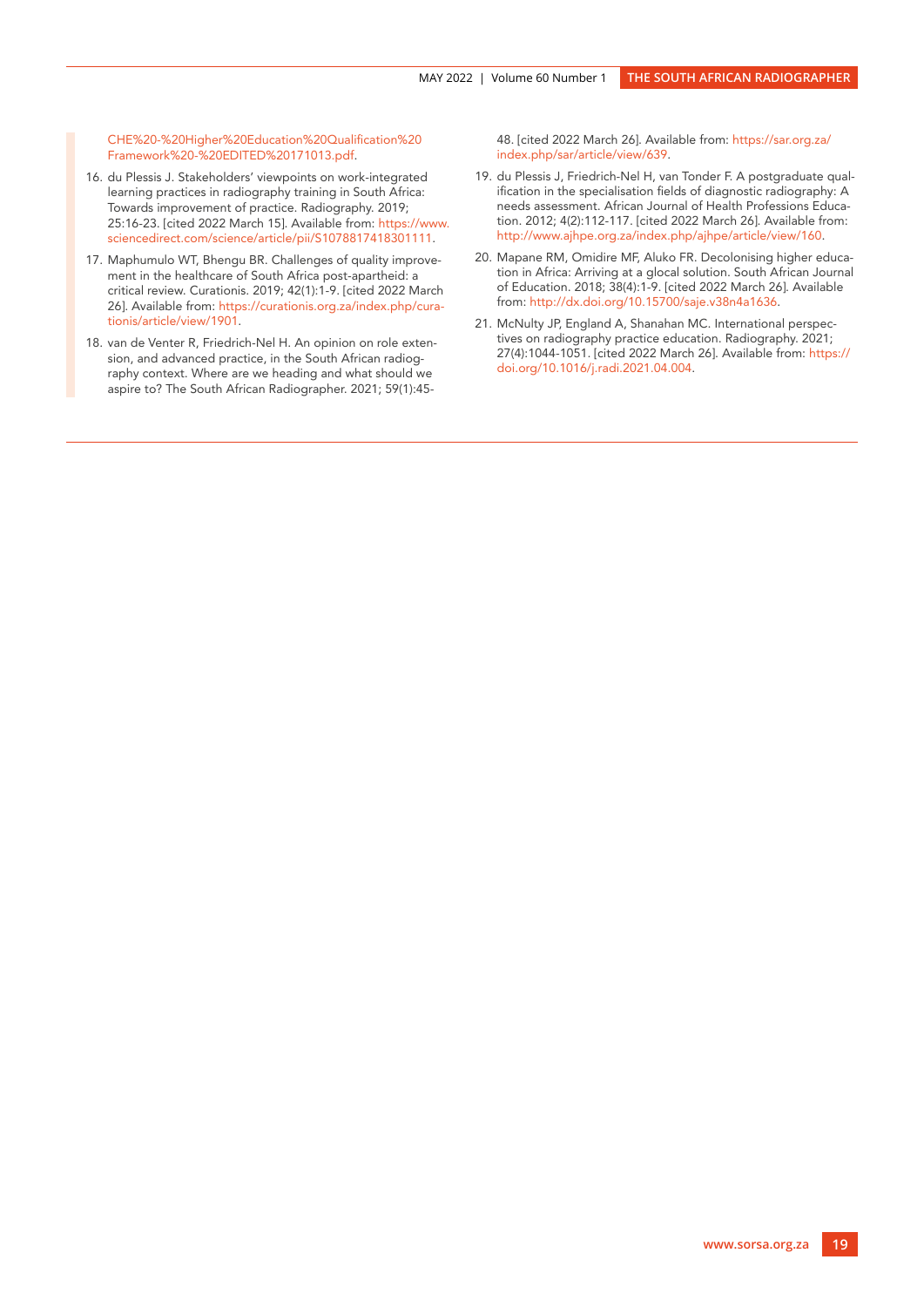CHE%20-%20Higher%20Education%20Qualification%20Framework%20-%20EDITED%20171013.pdf.

16. du Plessis J. Stakeholders' viewpoints on work-integrated learning practices in radiography training in South Africa: Towards improvement of practice. Radiography. 2019; 25:16-23. [cited 2022 March 15]. Available from: https://www.sciencedirect.com/science/article/pii/S1078817418301111.
17. Maphumulo WT, Bhengu BR. Challenges of quality improvement in the healthcare of South Africa post-apartheid: a critical review. Curationis. 2019; 42(1):1-9. [cited 2022 March 26]. Available from: https://curationis.org.za/index.php/curationis/article/view/1901.
18. van de Venter R, Friedrich-Nel H. An opinion on role extension, and advanced practice, in the South African radiography context. Where are we heading and what should we aspire to? The South African Radiographer. 2021; 59(1):45-48. [cited 2022 March 26]. Available from: https://sar.org.za/index.php/sar/article/view/639.
19. du Plessis J, Friedrich-Nel H, van Tonder F. A postgraduate qualification in the specialisation fields of diagnostic radiography: A needs assessment. African Journal of Health Professions Education. 2012; 4(2):112-117. [cited 2022 March 26]. Available from: http://www.ajhpe.org.za/index.php/ajhpe/article/view/160.
20. Mapane RM, Omidire MF, Aluko FR. Decolonising higher education in Africa: Arriving at a glocal solution. South African Journal of Education. 2018; 38(4):1-9. [cited 2022 March 26]. Available from: http://dx.doi.org/10.15700/saje.v38n4a1636.
21. McNulty JP, England A, Shanahan MC. International perspectives on radiography practice education. Radiography. 2021; 27(4):1044-1051. [cited 2022 March 26]. Available from: https://doi.org/10.1016/j.radi.2021.04.004.